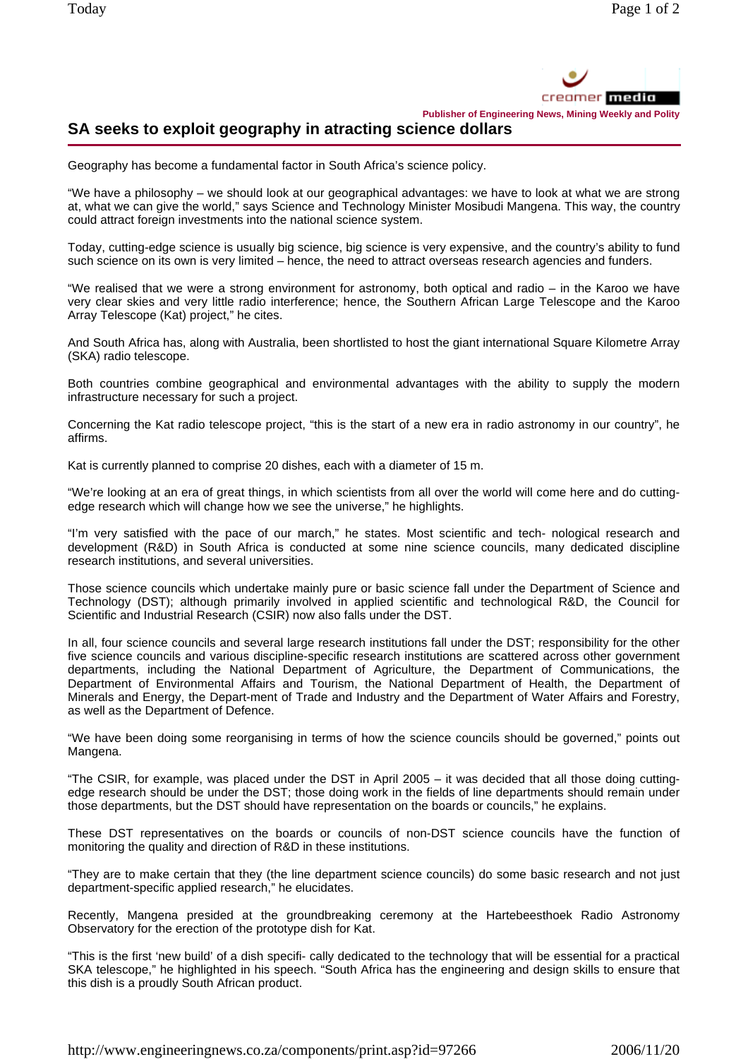Publisher of Engineering News, Mining Weekly and Polity

# SA seeks to exploit geography in atracting science dollars

Geography has become a fundamental factor in South Africa's science policy.

"We have a philosophy – we should look at our geographical advantages: we have to look at what we are strong at, what we can give the world," says Science and Technology Minister Mosibudi Mangena. This way, the country could attract foreign investments into the national science system.

Today, cutting-edge science is usually big science, big science is very expensive, and the country's ability to fund such science on its own is very limited – hence, the need to attract overseas research agencies and funders.

"We realised that we were a strong environment for astronomy, both optical and radio – in the Karoo we have very clear skies and very little radio interference; hence, the Southern African Large Telescope and the Karoo Array Telescope (Kat) project," he cites.

And South Africa has, along with Australia, been shortlisted to host the giant international Square Kilometre Array (SKA) radio telescope.

Both countries combine geographical and environmental advantages with the ability to supply the modern infrastructure necessary for such a project.

Concerning the Kat radio telescope project, "this is the start of a new era in radio astronomy in our country", he affirms.

Kat is currently planned to comprise 20 dishes, each with a diameter of 15 m.

"We're looking at an era of great things, in which scientists from all over the world will come here and do cutting-edge research which will change how we see the universe," he highlights.

"I'm very satisfied with the pace of our march," he states. Most scientific and tech- nological research and development (R&D) in South Africa is conducted at some nine science councils, many dedicated discipline research institutions, and several universities.

Those science councils which undertake mainly pure or basic science fall under the Department of Science and Technology (DST); although primarily involved in applied scientific and technological R&D, the Council for Scientific and Industrial Research (CSIR) now also falls under the DST.

In all, four science councils and several large research institutions fall under the DST; responsibility for the other five science councils and various discipline-specific research institutions are scattered across other government departments, including the National Department of Agriculture, the Department of Communications, the Department of Environmental Affairs and Tourism, the National Department of Health, the Department of Minerals and Energy, the Depart-ment of Trade and Industry and the Department of Water Affairs and Forestry, as well as the Department of Defence.

"We have been doing some reorganising in terms of how the science councils should be governed," points out Mangena.

"The CSIR, for example, was placed under the DST in April 2005 – it was decided that all those doing cutting-edge research should be under the DST; those doing work in the fields of line departments should remain under those departments, but the DST should have representation on the boards or councils," he explains.

These DST representatives on the boards or councils of non-DST science councils have the function of monitoring the quality and direction of R&D in these institutions.

"They are to make certain that they (the line department science councils) do some basic research and not just department-specific applied research," he elucidates.

Recently, Mangena presided at the groundbreaking ceremony at the Hartebeesthoek Radio Astronomy Observatory for the erection of the prototype dish for Kat.

"This is the first 'new build' of a dish specifi- cally dedicated to the technology that will be essential for a practical SKA telescope," he highlighted in his speech. "South Africa has the engineering and design skills to ensure that this dish is a proudly South African product.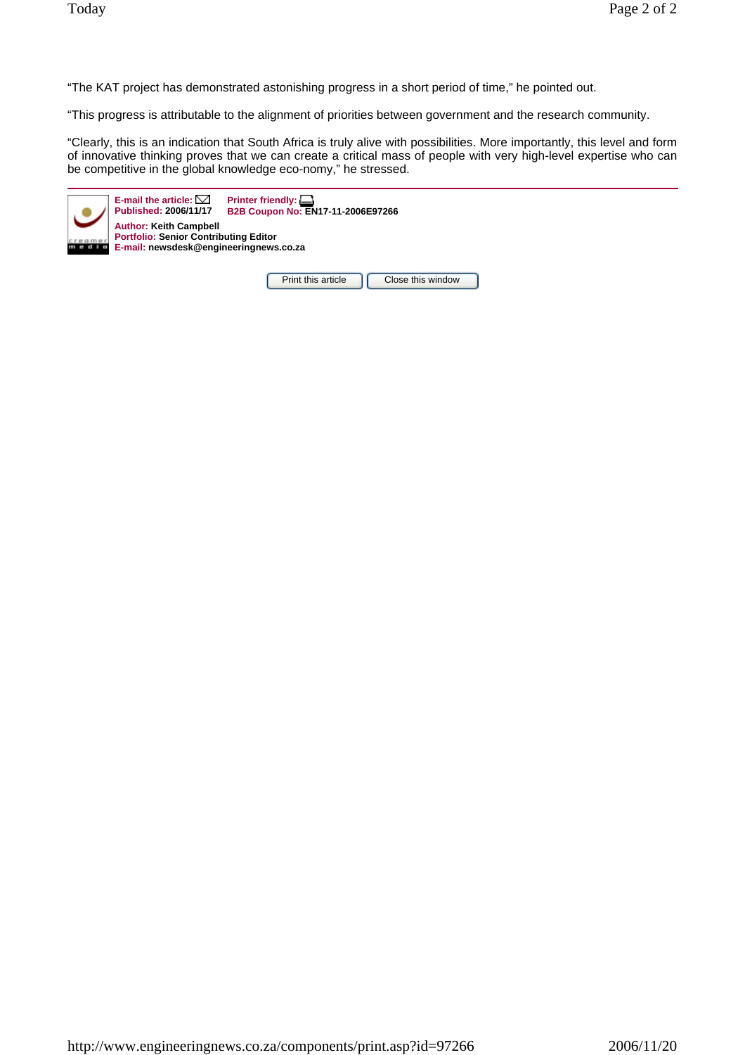"The KAT project has demonstrated astonishing progress in a short period of time," he pointed out.

"This progress is attributable to the alignment of priorities between government and the research community.

"Clearly, this is an indication that South Africa is truly alive with possibilities. More importantly, this level and form of innovative thinking proves that we can create a critical mass of people with very high-level expertise who can be competitive in the global knowledge eco-nomy," he stressed.

---

**E-mail the article:**
**Printer friendly:**
**Published:** 2006/11/17
**B2B Coupon No:** EN17-11-2006E97266

**Author:** Keith Campbell
**Portfolio:** Senior Contributing Editor
**E-mail:** newsdesk@engineeringnews.co.za

Print this article | Close this window